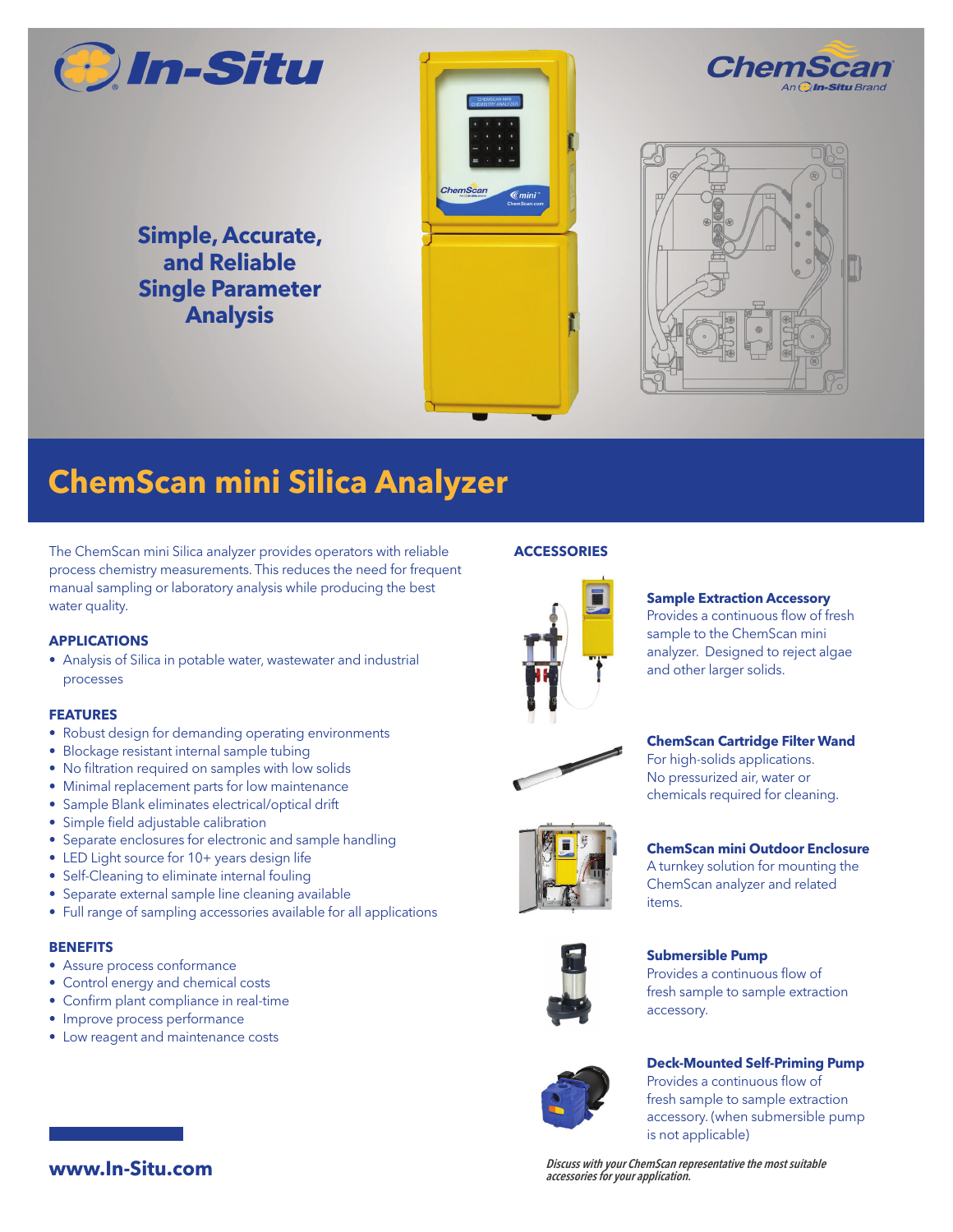Simple, Accurate, and Reliable Single Parameter Analysis

# ChemScan mini Silica Analyzer

The ChemScan mini Silica analyzer provides operators with reliable process chemistry measurements. This reduces the need for frequent manual sampling or laboratory analysis while producing the best water quality.

### APPLICATIONS

- Analysis of Silica in potable water, wastewater and industrial processes

### FEATURES

- Robust design for demanding operating environments
- Blockage resistant internal sample tubing
- No filtration required on samples with low solids
- Minimal replacement parts for low maintenance
- Sample Blank eliminates electrical/optical drift
- Simple field adjustable calibration
- Separate enclosures for electronic and sample handling
- LED Light source for 10+ years design life
- Self-Cleaning to eliminate internal fouling
- Separate external sample line cleaning available
- Full range of sampling accessories available for all applications

### BENEFITS

- Assure process conformance
- Control energy and chemical costs
- Confirm plant compliance in real-time
- Improve process performance
- Low reagent and maintenance costs

**www.In-Situ.com**

### ACCESSORIES

**Sample Extraction Accessory**
Provides a continuous flow of fresh sample to the ChemScan mini analyzer. Designed to reject algae and other larger solids.

**ChemScan Cartridge Filter Wand**
For high-solids applications. No pressurized air, water or chemicals required for cleaning.

**ChemScan mini Outdoor Enclosure**
A turnkey solution for mounting the ChemScan analyzer and related items.

**Submersible Pump**
Provides a continuous flow of fresh sample to sample extraction accessory.

**Deck-Mounted Self-Priming Pump**
Provides a continuous flow of fresh sample to sample extraction accessory. (when submersible pump is not applicable)

*Discuss with your ChemScan representative the most suitable accessories for your application.*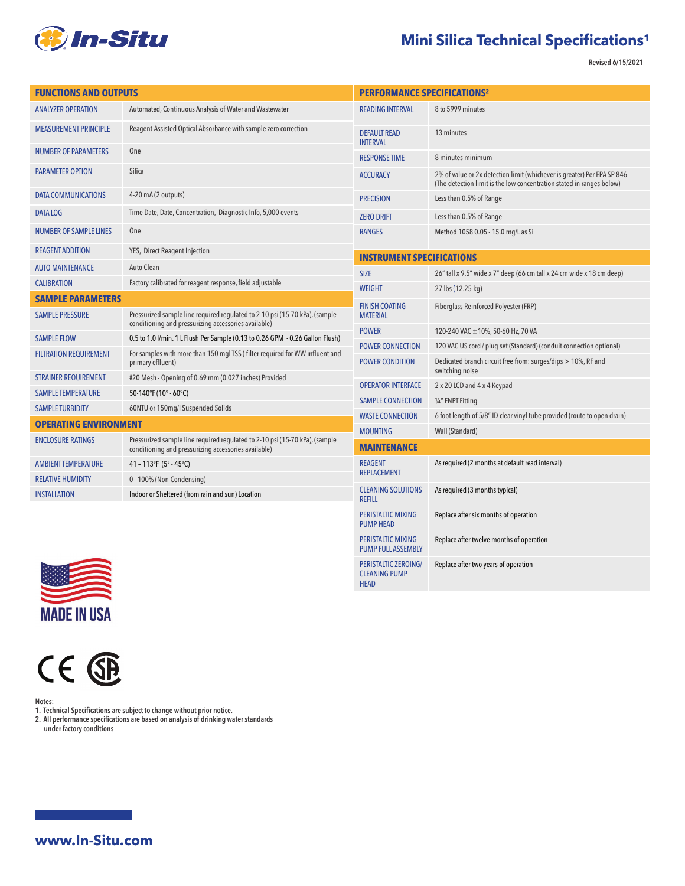# Mini Silica Technical Specifications[1]

Revised 6/15/2021

| FUNCTIONS AND OUTPUTS | |
|---|---|
| ANALYZER OPERATION | Automated, Continuous Analysis of Water and Wastewater |
| MEASUREMENT PRINCIPLE | Reagent-Assisted Optical Absorbance with sample zero correction |
| NUMBER OF PARAMETERS | One |
| PARAMETER OPTION | Silica |
| DATA COMMUNICATIONS | 4-20 mA (2 outputs) |
| DATA LOG | Time Date, Date, Concentration, Diagnostic Info, 5,000 events |
| NUMBER OF SAMPLE LINES | One |
| REAGENT ADDITION | YES, Direct Reagent Injection |
| AUTO MAINTENANCE | Auto Clean |
| CALIBRATION | Factory calibrated for reagent response, field adjustable |

| SAMPLE PARAMETERS | |
|---|---|
| SAMPLE PRESSURE | Pressurized sample line required regulated to 2-10 psi (15-70 kPa), (sample conditioning and pressurizing accessories available) |
| SAMPLE FLOW | 0.5 to 1.0 l/min. 1 L Flush Per Sample (0.13 to 0.26 GPM - 0.26 Gallon Flush) |
| FILTRATION REQUIREMENT | For samples with more than 150 mgl TSS ( filter required for WW influent and primary effluent) |
| STRAINER REQUIREMENT | #20 Mesh - Opening of 0.69 mm (0.027 inches) Provided |
| SAMPLE TEMPERATURE | 50-140°F (10° - 60°C) |
| SAMPLE TURBIDITY | 60NTU or 150mg/l Suspended Solids |

| OPERATING ENVIRONMENT | |
|---|---|
| ENCLOSURE RATINGS | Pressurized sample line required regulated to 2-10 psi (15-70 kPa), (sample conditioning and pressurizing accessories available) |
| AMBIENT TEMPERATURE | 41 – 113°F (5° - 45°C) |
| RELATIVE HUMIDITY | 0 - 100% (Non-Condensing) |
| INSTALLATION | Indoor or Sheltered (from rain and sun) Location |

| PERFORMANCE SPECIFICATIONS[2] | |
|---|---|
| READING INTERVAL | 8 to 5999 minutes |
| DEFAULT READ INTERVAL | 13 minutes |
| RESPONSE TIME | 8 minutes minimum |
| ACCURACY | 2% of value or 2x detection limit (whichever is greater) Per EPA SP 846 (The detection limit is the low concentration stated in ranges below) |
| PRECISION | Less than 0.5% of Range |
| ZERO DRIFT | Less than 0.5% of Range |
| RANGES | Method 1058 0.05 - 15.0 mg/L as Si |

| INSTRUMENT SPECIFICATIONS | |
|---|---|
| SIZE | 26" tall x 9.5" wide x 7" deep (66 cm tall x 24 cm wide x 18 cm deep) |
| WEIGHT | 27 lbs (12.25 kg) |
| FINISH COATING MATERIAL | Fiberglass Reinforced Polyester (FRP) |
| POWER | 120-240 VAC ±10%, 50-60 Hz, 70 VA |
| POWER CONNECTION | 120 VAC US cord / plug set (Standard) (conduit connection optional) |
| POWER CONDITION | Dedicated branch circuit free from: surges/dips > 10%, RF and switching noise |
| OPERATOR INTERFACE | 2 x 20 LCD and 4 x 4 Keypad |
| SAMPLE CONNECTION | ¼" FNPT Fitting |
| WASTE CONNECTION | 6 foot length of 5/8" ID clear vinyl tube provided (route to open drain) |
| MOUNTING | Wall (Standard) |

| MAINTENANCE | |
|---|---|
| REAGENT REPLACEMENT | As required (2 months at default read interval) |
| CLEANING SOLUTIONS REFILL | As required (3 months typical) |
| PERISTALTIC MIXING PUMP HEAD | Replace after six months of operation |
| PERISTALTIC MIXING PUMP FULL ASSEMBLY | Replace after twelve months of operation |
| PERISTALTIC ZEROING/ CLEANING PUMP HEAD | Replace after two years of operation |

MADE IN USA

Notes:
1. Technical Specifications are subject to change without prior notice.
2. All performance specifications are based on analysis of drinking water standards under factory conditions

www.In-Situ.com